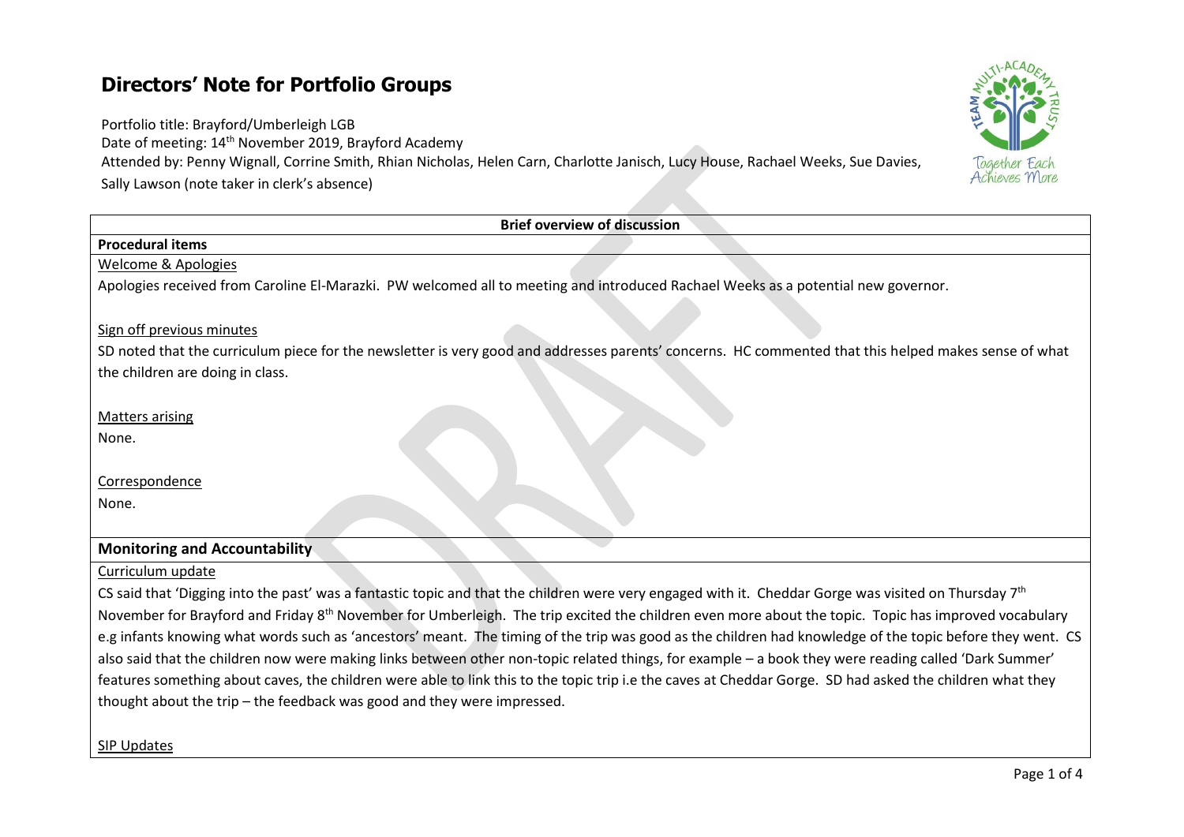# Directors' Note for Portfolio Groups

Portfolio title: Brayford/Umberleigh LGB
Date of meeting: 14th November 2019, Brayford Academy
Attended by: Penny Wignall, Corrine Smith, Rhian Nicholas, Helen Carn, Charlotte Janisch, Lucy House, Rachael Weeks, Sue Davies, Sally Lawson (note taker in clerk's absence)

**Brief overview of discussion**

**Procedural items**

Welcome & Apologies

Apologies received from Caroline El-Marazki. PW welcomed all to meeting and introduced Rachael Weeks as a potential new governor.

Sign off previous minutes

SD noted that the curriculum piece for the newsletter is very good and addresses parents' concerns. HC commented that this helped makes sense of what the children are doing in class.

Matters arising

None.

Correspondence

None.

**Monitoring and Accountability**

Curriculum update

CS said that 'Digging into the past' was a fantastic topic and that the children were very engaged with it. Cheddar Gorge was visited on Thursday 7th November for Brayford and Friday 8th November for Umberleigh. The trip excited the children even more about the topic. Topic has improved vocabulary e.g infants knowing what words such as 'ancestors' meant. The timing of the trip was good as the children had knowledge of the topic before they went. CS also said that the children now were making links between other non-topic related things, for example – a book they were reading called 'Dark Summer' features something about caves, the children were able to link this to the topic trip i.e the caves at Cheddar Gorge. SD had asked the children what they thought about the trip – the feedback was good and they were impressed.

SIP Updates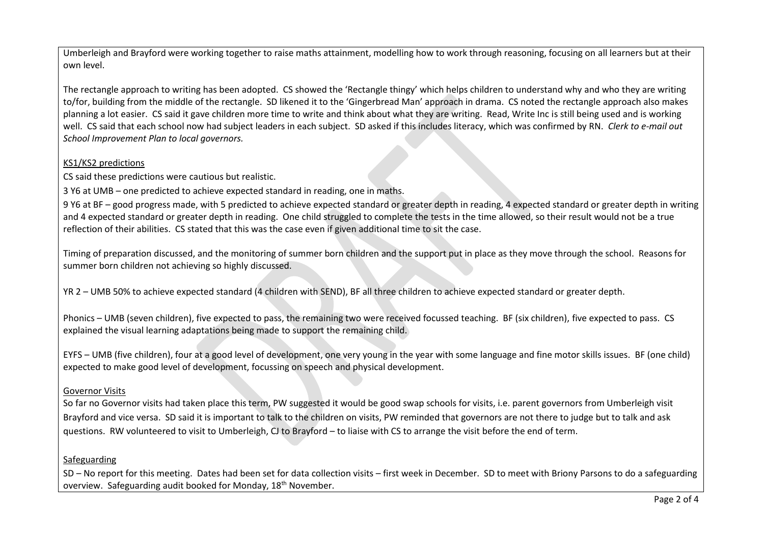Umberleigh and Brayford were working together to raise maths attainment, modelling how to work through reasoning, focusing on all learners but at their own level.

The rectangle approach to writing has been adopted. CS showed the 'Rectangle thingy' which helps children to understand why and who they are writing to/for, building from the middle of the rectangle. SD likened it to the 'Gingerbread Man' approach in drama. CS noted the rectangle approach also makes planning a lot easier. CS said it gave children more time to write and think about what they are writing. Read, Write Inc is still being used and is working well. CS said that each school now had subject leaders in each subject. SD asked if this includes literacy, which was confirmed by RN. *Clerk to e-mail out School Improvement Plan to local governors.*

KS1/KS2 predictions

CS said these predictions were cautious but realistic.

3 Y6 at UMB – one predicted to achieve expected standard in reading, one in maths.

9 Y6 at BF – good progress made, with 5 predicted to achieve expected standard or greater depth in reading, 4 expected standard or greater depth in writing and 4 expected standard or greater depth in reading. One child struggled to complete the tests in the time allowed, so their result would not be a true reflection of their abilities. CS stated that this was the case even if given additional time to sit the case.

Timing of preparation discussed, and the monitoring of summer born children and the support put in place as they move through the school. Reasons for summer born children not achieving so highly discussed.

YR 2 – UMB 50% to achieve expected standard (4 children with SEND), BF all three children to achieve expected standard or greater depth.

Phonics – UMB (seven children), five expected to pass, the remaining two were received focussed teaching. BF (six children), five expected to pass. CS explained the visual learning adaptations being made to support the remaining child.

EYFS – UMB (five children), four at a good level of development, one very young in the year with some language and fine motor skills issues. BF (one child) expected to make good level of development, focussing on speech and physical development.

Governor Visits

So far no Governor visits had taken place this term, PW suggested it would be good swap schools for visits, i.e. parent governors from Umberleigh visit Brayford and vice versa. SD said it is important to talk to the children on visits, PW reminded that governors are not there to judge but to talk and ask questions. RW volunteered to visit to Umberleigh, CJ to Brayford – to liaise with CS to arrange the visit before the end of term.

Safeguarding

SD – No report for this meeting. Dates had been set for data collection visits – first week in December. SD to meet with Briony Parsons to do a safeguarding overview. Safeguarding audit booked for Monday, 18th November.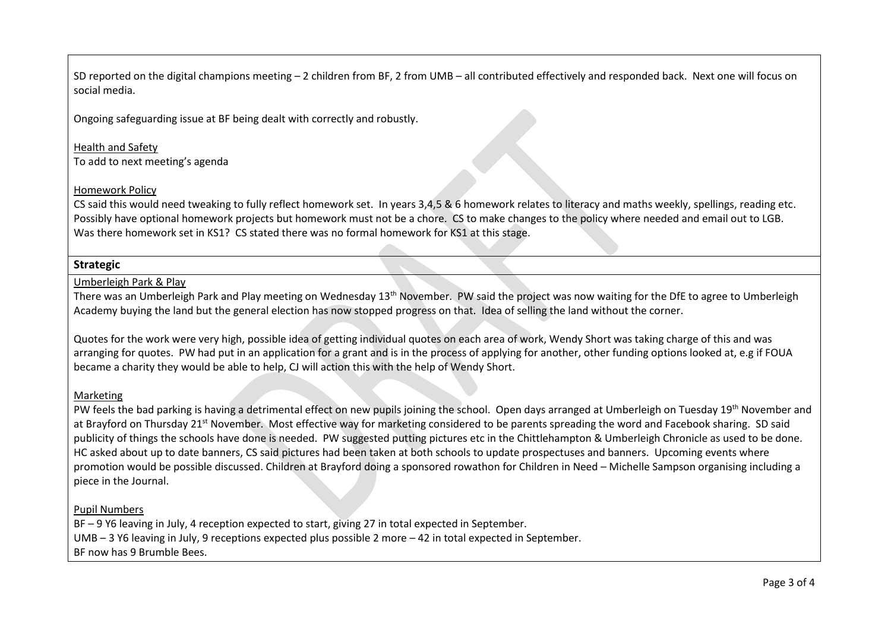SD reported on the digital champions meeting – 2 children from BF, 2 from UMB – all contributed effectively and responded back. Next one will focus on social media.

Ongoing safeguarding issue at BF being dealt with correctly and robustly.

Health and Safety
To add to next meeting's agenda

Homework Policy
CS said this would need tweaking to fully reflect homework set. In years 3,4,5 & 6 homework relates to literacy and maths weekly, spellings, reading etc. Possibly have optional homework projects but homework must not be a chore. CS to make changes to the policy where needed and email out to LGB. Was there homework set in KS1? CS stated there was no formal homework for KS1 at this stage.

**Strategic**

Umberleigh Park & Play
There was an Umberleigh Park and Play meeting on Wednesday 13th November. PW said the project was now waiting for the DfE to agree to Umberleigh Academy buying the land but the general election has now stopped progress on that. Idea of selling the land without the corner.

Quotes for the work were very high, possible idea of getting individual quotes on each area of work, Wendy Short was taking charge of this and was arranging for quotes. PW had put in an application for a grant and is in the process of applying for another, other funding options looked at, e.g if FOUA became a charity they would be able to help, CJ will action this with the help of Wendy Short.

Marketing
PW feels the bad parking is having a detrimental effect on new pupils joining the school. Open days arranged at Umberleigh on Tuesday 19th November and at Brayford on Thursday 21st November. Most effective way for marketing considered to be parents spreading the word and Facebook sharing. SD said publicity of things the schools have done is needed. PW suggested putting pictures etc in the Chittlehampton & Umberleigh Chronicle as used to be done. HC asked about up to date banners, CS said pictures had been taken at both schools to update prospectuses and banners. Upcoming events where promotion would be possible discussed. Children at Brayford doing a sponsored rowathon for Children in Need – Michelle Sampson organising including a piece in the Journal.

Pupil Numbers
BF – 9 Y6 leaving in July, 4 reception expected to start, giving 27 in total expected in September.
UMB – 3 Y6 leaving in July, 9 receptions expected plus possible 2 more – 42 in total expected in September.
BF now has 9 Brumble Bees.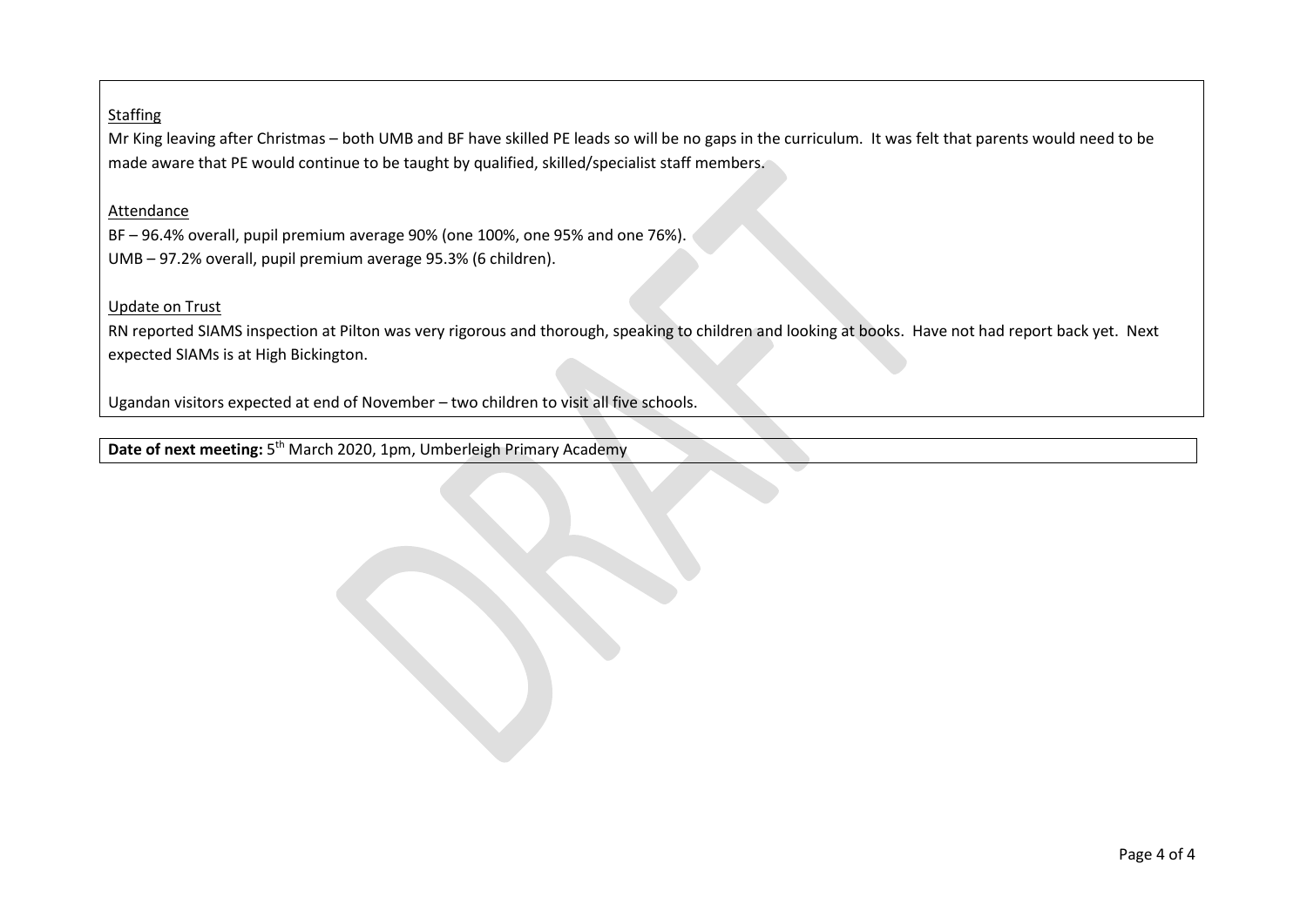<u>Staffing</u>

Mr King leaving after Christmas – both UMB and BF have skilled PE leads so will be no gaps in the curriculum. It was felt that parents would need to be made aware that PE would continue to be taught by qualified, skilled/specialist staff members.

<u>Attendance</u>

BF – 96.4% overall, pupil premium average 90% (one 100%, one 95% and one 76%).
UMB – 97.2% overall, pupil premium average 95.3% (6 children).

<u>Update on Trust</u>

RN reported SIAMS inspection at Pilton was very rigorous and thorough, speaking to children and looking at books. Have not had report back yet. Next expected SIAMs is at High Bickington.

Ugandan visitors expected at end of November – two children to visit all five schools.

**Date of next meeting:** 5th March 2020, 1pm, Umberleigh Primary Academy